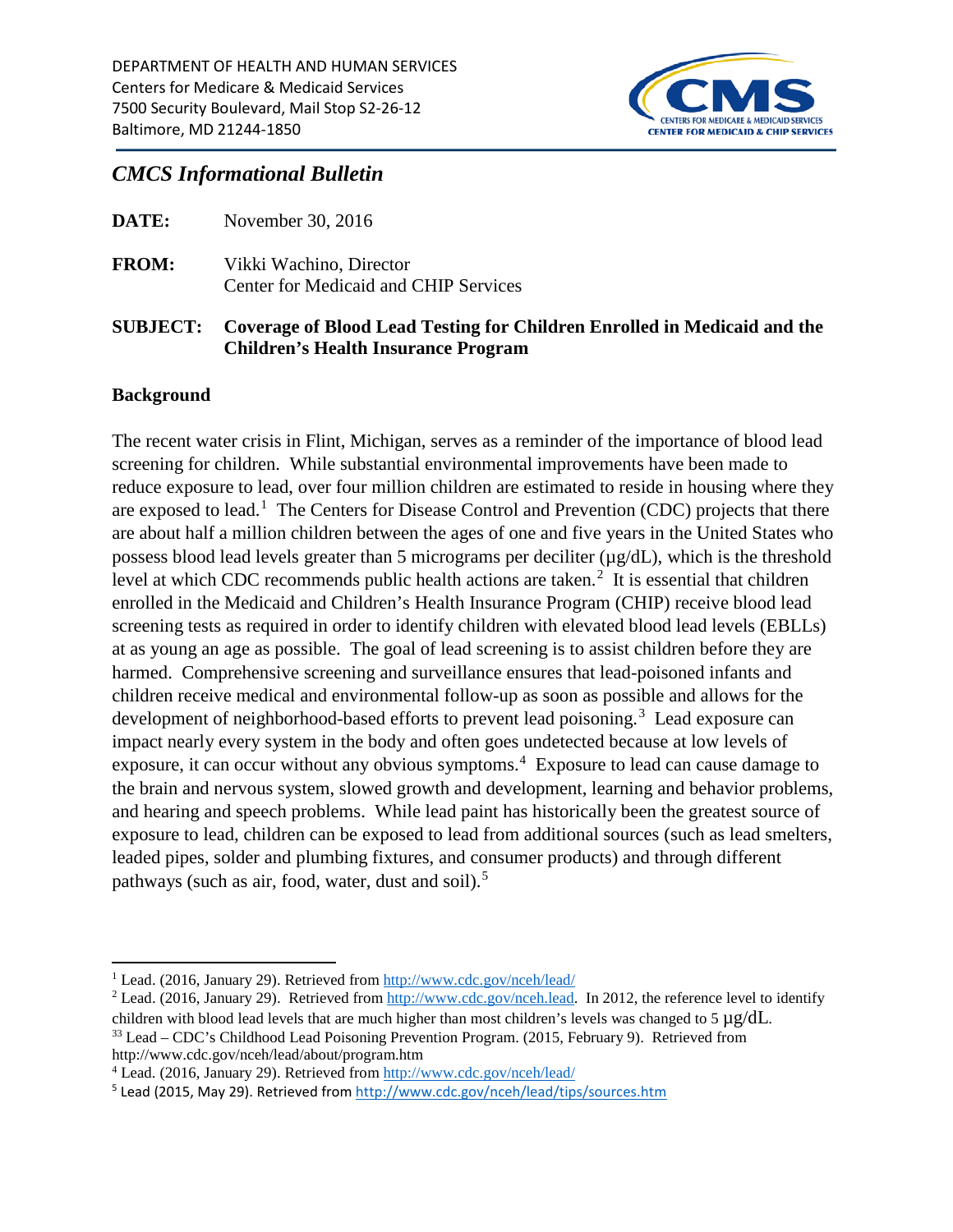DEPARTMENT OF HEALTH AND HUMAN SERVICES
Centers for Medicare & Medicaid Services
7500 Security Boulevard, Mail Stop S2-26-12
Baltimore, MD 21244-1850

# *CMCS Informational Bulletin*

**DATE:** November 30, 2016

**FROM:** Vikki Wachino, Director
Center for Medicaid and CHIP Services

**SUBJECT:** **Coverage of Blood Lead Testing for Children Enrolled in Medicaid and the Children's Health Insurance Program**

## Background

The recent water crisis in Flint, Michigan, serves as a reminder of the importance of blood lead screening for children. While substantial environmental improvements have been made to reduce exposure to lead, over four million children are estimated to reside in housing where they are exposed to lead.[1] The Centers for Disease Control and Prevention (CDC) projects that there are about half a million children between the ages of one and five years in the United States who possess blood lead levels greater than 5 micrograms per deciliter (µg/dL), which is the threshold level at which CDC recommends public health actions are taken.[2] It is essential that children enrolled in the Medicaid and Children's Health Insurance Program (CHIP) receive blood lead screening tests as required in order to identify children with elevated blood lead levels (EBLLs) at as young an age as possible. The goal of lead screening is to assist children before they are harmed. Comprehensive screening and surveillance ensures that lead-poisoned infants and children receive medical and environmental follow-up as soon as possible and allows for the development of neighborhood-based efforts to prevent lead poisoning.[3] Lead exposure can impact nearly every system in the body and often goes undetected because at low levels of exposure, it can occur without any obvious symptoms.[4] Exposure to lead can cause damage to the brain and nervous system, slowed growth and development, learning and behavior problems, and hearing and speech problems. While lead paint has historically been the greatest source of exposure to lead, children can be exposed to lead from additional sources (such as lead smelters, leaded pipes, solder and plumbing fixtures, and consumer products) and through different pathways (such as air, food, water, dust and soil).[5]

---

[1] Lead. (2016, January 29). Retrieved from http://www.cdc.gov/nceh/lead/

[2] Lead. (2016, January 29). Retrieved from http://www.cdc.gov/nceh.lead. In 2012, the reference level to identify children with blood lead levels that are much higher than most children's levels was changed to 5 µg/dL.

[33] Lead – CDC's Childhood Lead Poisoning Prevention Program. (2015, February 9). Retrieved from http://www.cdc.gov/nceh/lead/about/program.htm

[4] Lead. (2016, January 29). Retrieved from http://www.cdc.gov/nceh/lead/

[5] Lead (2015, May 29). Retrieved from http://www.cdc.gov/nceh/lead/tips/sources.htm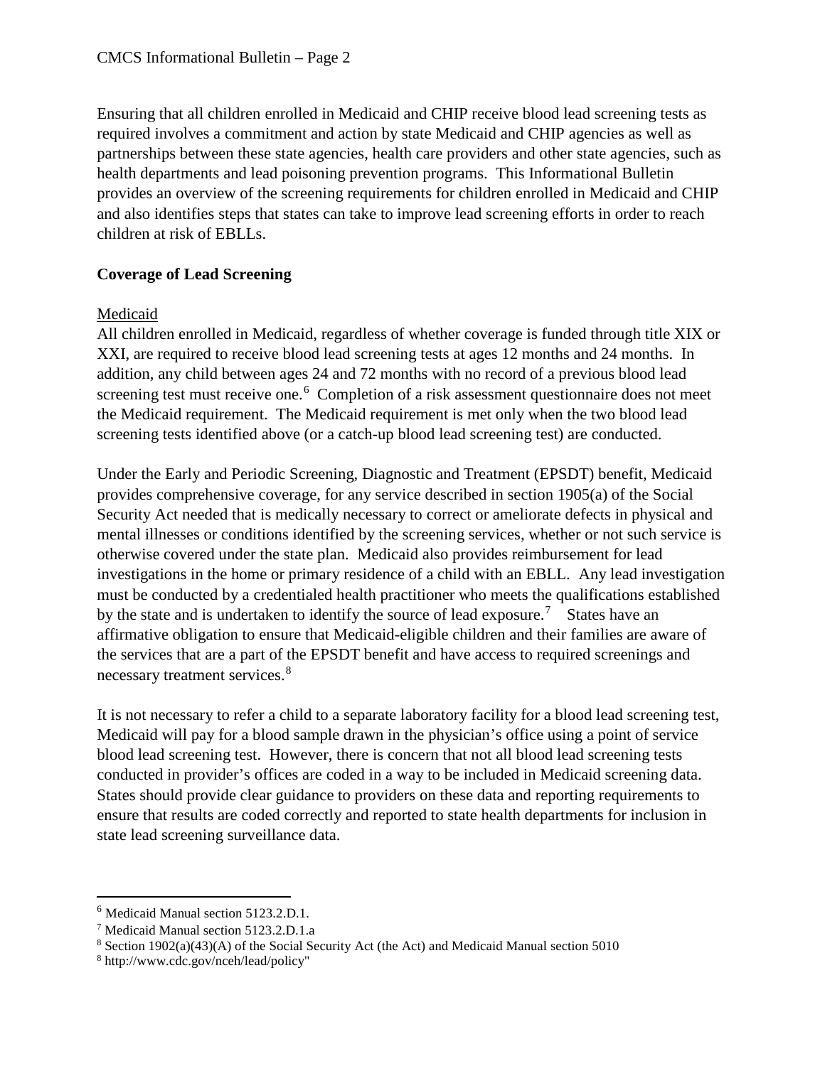Ensuring that all children enrolled in Medicaid and CHIP receive blood lead screening tests as required involves a commitment and action by state Medicaid and CHIP agencies as well as partnerships between these state agencies, health care providers and other state agencies, such as health departments and lead poisoning prevention programs. This Informational Bulletin provides an overview of the screening requirements for children enrolled in Medicaid and CHIP and also identifies steps that states can take to improve lead screening efforts in order to reach children at risk of EBLLs.

**Coverage of Lead Screening**

Medicaid

All children enrolled in Medicaid, regardless of whether coverage is funded through title XIX or XXI, are required to receive blood lead screening tests at ages 12 months and 24 months. In addition, any child between ages 24 and 72 months with no record of a previous blood lead screening test must receive one.[6] Completion of a risk assessment questionnaire does not meet the Medicaid requirement. The Medicaid requirement is met only when the two blood lead screening tests identified above (or a catch-up blood lead screening test) are conducted.

Under the Early and Periodic Screening, Diagnostic and Treatment (EPSDT) benefit, Medicaid provides comprehensive coverage, for any service described in section 1905(a) of the Social Security Act needed that is medically necessary to correct or ameliorate defects in physical and mental illnesses or conditions identified by the screening services, whether or not such service is otherwise covered under the state plan. Medicaid also provides reimbursement for lead investigations in the home or primary residence of a child with an EBLL. Any lead investigation must be conducted by a credentialed health practitioner who meets the qualifications established by the state and is undertaken to identify the source of lead exposure.[7] States have an affirmative obligation to ensure that Medicaid-eligible children and their families are aware of the services that are a part of the EPSDT benefit and have access to required screenings and necessary treatment services.[8]

It is not necessary to refer a child to a separate laboratory facility for a blood lead screening test, Medicaid will pay for a blood sample drawn in the physician's office using a point of service blood lead screening test. However, there is concern that not all blood lead screening tests conducted in provider's offices are coded in a way to be included in Medicaid screening data. States should provide clear guidance to providers on these data and reporting requirements to ensure that results are coded correctly and reported to state health departments for inclusion in state lead screening surveillance data.

---

[6] Medicaid Manual section 5123.2.D.1.

[7] Medicaid Manual section 5123.2.D.1.a

[8] Section 1902(a)(43)(A) of the Social Security Act (the Act) and Medicaid Manual section 5010

[8] http://www.cdc.gov/nceh/lead/policy"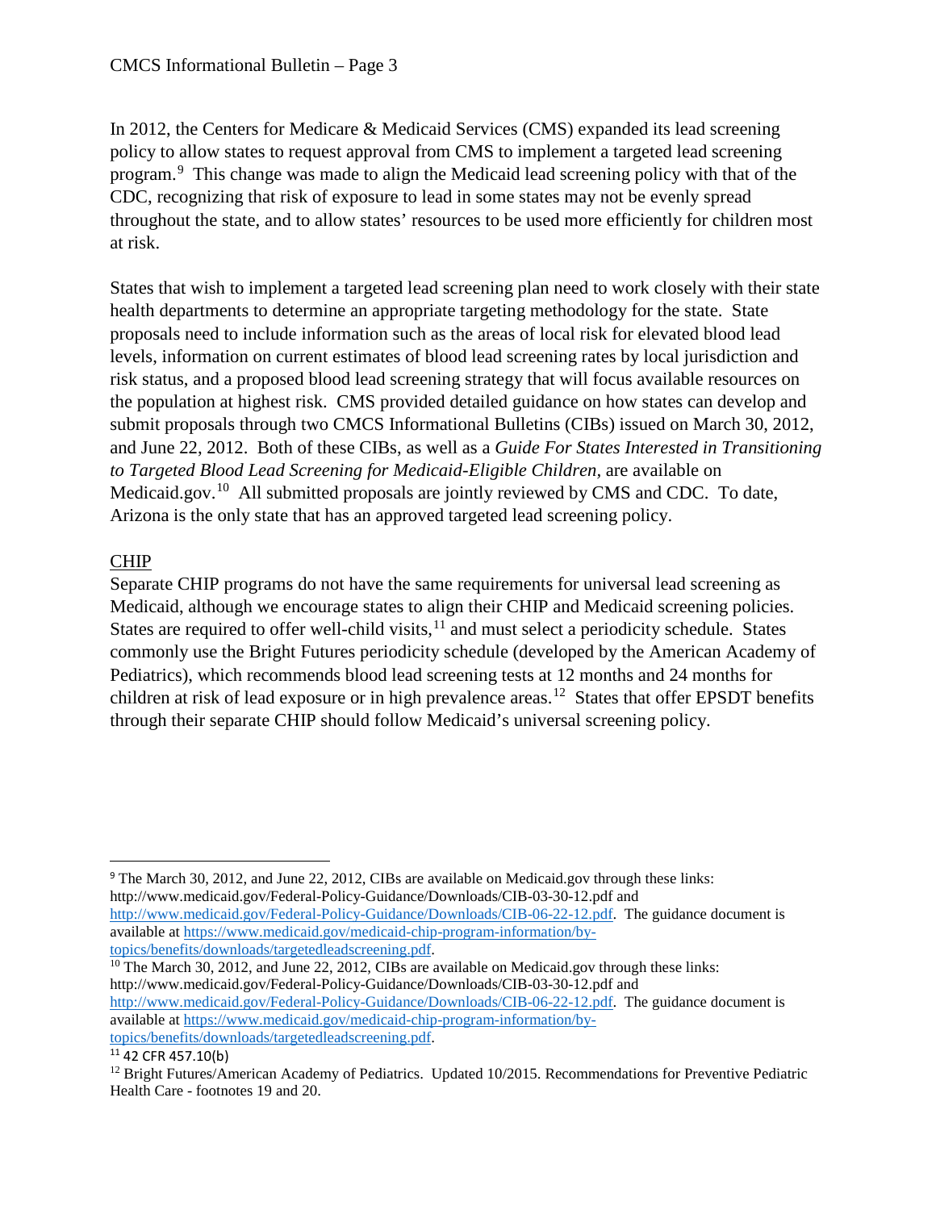In 2012, the Centers for Medicare & Medicaid Services (CMS) expanded its lead screening policy to allow states to request approval from CMS to implement a targeted lead screening program.[9] This change was made to align the Medicaid lead screening policy with that of the CDC, recognizing that risk of exposure to lead in some states may not be evenly spread throughout the state, and to allow states' resources to be used more efficiently for children most at risk.

States that wish to implement a targeted lead screening plan need to work closely with their state health departments to determine an appropriate targeting methodology for the state. State proposals need to include information such as the areas of local risk for elevated blood lead levels, information on current estimates of blood lead screening rates by local jurisdiction and risk status, and a proposed blood lead screening strategy that will focus available resources on the population at highest risk. CMS provided detailed guidance on how states can develop and submit proposals through two CMCS Informational Bulletins (CIBs) issued on March 30, 2012, and June 22, 2012. Both of these CIBs, as well as a *Guide For States Interested in Transitioning to Targeted Blood Lead Screening for Medicaid-Eligible Children*, are available on Medicaid.gov.[10] All submitted proposals are jointly reviewed by CMS and CDC. To date, Arizona is the only state that has an approved targeted lead screening policy.

## CHIP

Separate CHIP programs do not have the same requirements for universal lead screening as Medicaid, although we encourage states to align their CHIP and Medicaid screening policies. States are required to offer well-child visits,[11] and must select a periodicity schedule. States commonly use the Bright Futures periodicity schedule (developed by the American Academy of Pediatrics), which recommends blood lead screening tests at 12 months and 24 months for children at risk of lead exposure or in high prevalence areas.[12] States that offer EPSDT benefits through their separate CHIP should follow Medicaid's universal screening policy.

---

[9] The March 30, 2012, and June 22, 2012, CIBs are available on Medicaid.gov through these links: http://www.medicaid.gov/Federal-Policy-Guidance/Downloads/CIB-03-30-12.pdf and http://www.medicaid.gov/Federal-Policy-Guidance/Downloads/CIB-06-22-12.pdf. The guidance document is available at https://www.medicaid.gov/medicaid-chip-program-information/by-topics/benefits/downloads/targetedleadscreening.pdf.

[10] The March 30, 2012, and June 22, 2012, CIBs are available on Medicaid.gov through these links: http://www.medicaid.gov/Federal-Policy-Guidance/Downloads/CIB-03-30-12.pdf and http://www.medicaid.gov/Federal-Policy-Guidance/Downloads/CIB-06-22-12.pdf. The guidance document is available at https://www.medicaid.gov/medicaid-chip-program-information/by-topics/benefits/downloads/targetedleadscreening.pdf.

[11] 42 CFR 457.10(b)

[12] Bright Futures/American Academy of Pediatrics. Updated 10/2015. Recommendations for Preventive Pediatric Health Care - footnotes 19 and 20.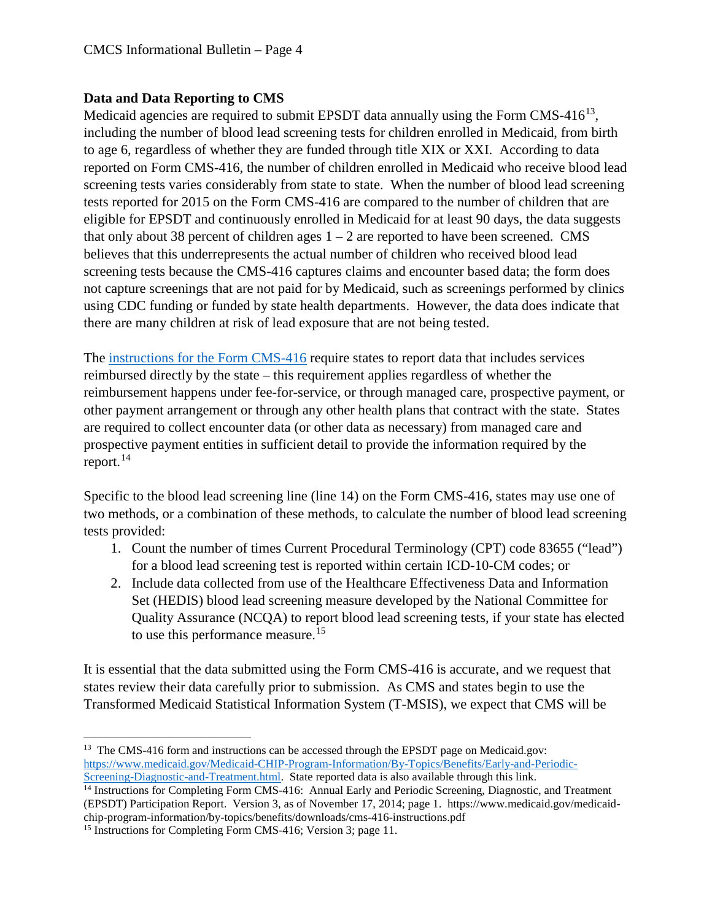## Data and Data Reporting to CMS

Medicaid agencies are required to submit EPSDT data annually using the Form CMS-416[13], including the number of blood lead screening tests for children enrolled in Medicaid, from birth to age 6, regardless of whether they are funded through title XIX or XXI. According to data reported on Form CMS-416, the number of children enrolled in Medicaid who receive blood lead screening tests varies considerably from state to state. When the number of blood lead screening tests reported for 2015 on the Form CMS-416 are compared to the number of children that are eligible for EPSDT and continuously enrolled in Medicaid for at least 90 days, the data suggests that only about 38 percent of children ages 1 – 2 are reported to have been screened. CMS believes that this underrepresents the actual number of children who received blood lead screening tests because the CMS-416 captures claims and encounter based data; the form does not capture screenings that are not paid for by Medicaid, such as screenings performed by clinics using CDC funding or funded by state health departments. However, the data does indicate that there are many children at risk of lead exposure that are not being tested.

The instructions for the Form CMS-416 require states to report data that includes services reimbursed directly by the state – this requirement applies regardless of whether the reimbursement happens under fee-for-service, or through managed care, prospective payment, or other payment arrangement or through any other health plans that contract with the state. States are required to collect encounter data (or other data as necessary) from managed care and prospective payment entities in sufficient detail to provide the information required by the report.[14]

Specific to the blood lead screening line (line 14) on the Form CMS-416, states may use one of two methods, or a combination of these methods, to calculate the number of blood lead screening tests provided:

1. Count the number of times Current Procedural Terminology (CPT) code 83655 ("lead") for a blood lead screening test is reported within certain ICD-10-CM codes; or
2. Include data collected from use of the Healthcare Effectiveness Data and Information Set (HEDIS) blood lead screening measure developed by the National Committee for Quality Assurance (NCQA) to report blood lead screening tests, if your state has elected to use this performance measure.[15]

It is essential that the data submitted using the Form CMS-416 is accurate, and we request that states review their data carefully prior to submission. As CMS and states begin to use the Transformed Medicaid Statistical Information System (T-MSIS), we expect that CMS will be

---

[13] The CMS-416 form and instructions can be accessed through the EPSDT page on Medicaid.gov: https://www.medicaid.gov/Medicaid-CHIP-Program-Information/By-Topics/Benefits/Early-and-Periodic-Screening-Diagnostic-and-Treatment.html. State reported data is also available through this link.

[14] Instructions for Completing Form CMS-416: Annual Early and Periodic Screening, Diagnostic, and Treatment (EPSDT) Participation Report. Version 3, as of November 17, 2014; page 1. https://www.medicaid.gov/medicaid-chip-program-information/by-topics/benefits/downloads/cms-416-instructions.pdf

[15] Instructions for Completing Form CMS-416; Version 3; page 11.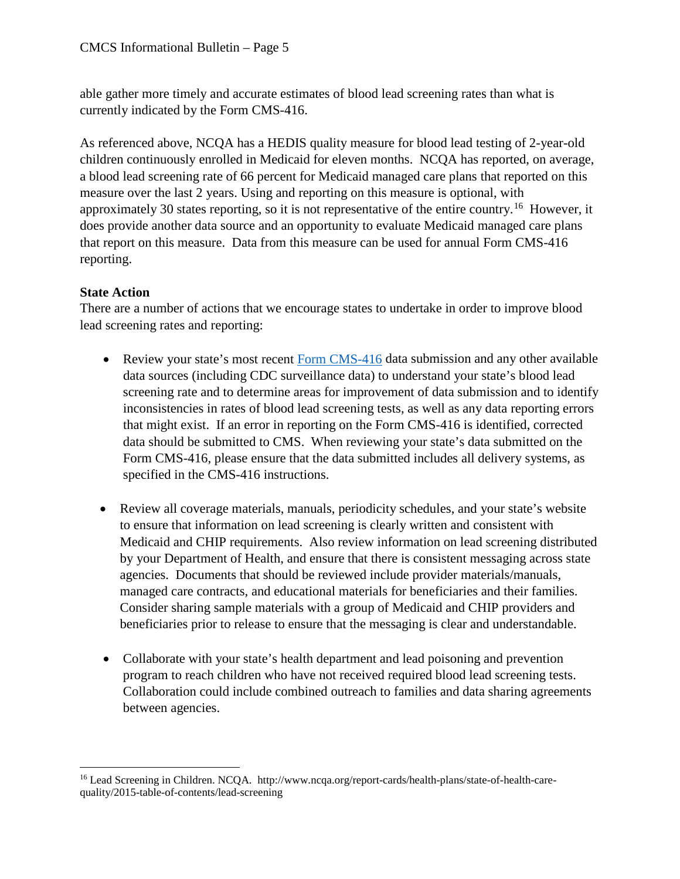able gather more timely and accurate estimates of blood lead screening rates than what is currently indicated by the Form CMS-416.

As referenced above, NCQA has a HEDIS quality measure for blood lead testing of 2-year-old children continuously enrolled in Medicaid for eleven months. NCQA has reported, on average, a blood lead screening rate of 66 percent for Medicaid managed care plans that reported on this measure over the last 2 years. Using and reporting on this measure is optional, with approximately 30 states reporting, so it is not representative of the entire country.[16] However, it does provide another data source and an opportunity to evaluate Medicaid managed care plans that report on this measure. Data from this measure can be used for annual Form CMS-416 reporting.

**State Action**

There are a number of actions that we encourage states to undertake in order to improve blood lead screening rates and reporting:

- Review your state's most recent [Form CMS-416](Form CMS-416) data submission and any other available data sources (including CDC surveillance data) to understand your state's blood lead screening rate and to determine areas for improvement of data submission and to identify inconsistencies in rates of blood lead screening tests, as well as any data reporting errors that might exist. If an error in reporting on the Form CMS-416 is identified, corrected data should be submitted to CMS. When reviewing your state's data submitted on the Form CMS-416, please ensure that the data submitted includes all delivery systems, as specified in the CMS-416 instructions.

- Review all coverage materials, manuals, periodicity schedules, and your state's website to ensure that information on lead screening is clearly written and consistent with Medicaid and CHIP requirements. Also review information on lead screening distributed by your Department of Health, and ensure that there is consistent messaging across state agencies. Documents that should be reviewed include provider materials/manuals, managed care contracts, and educational materials for beneficiaries and their families. Consider sharing sample materials with a group of Medicaid and CHIP providers and beneficiaries prior to release to ensure that the messaging is clear and understandable.

- Collaborate with your state's health department and lead poisoning and prevention program to reach children who have not received required blood lead screening tests. Collaboration could include combined outreach to families and data sharing agreements between agencies.

---

[16] Lead Screening in Children. NCQA. http://www.ncqa.org/report-cards/health-plans/state-of-health-care-quality/2015-table-of-contents/lead-screening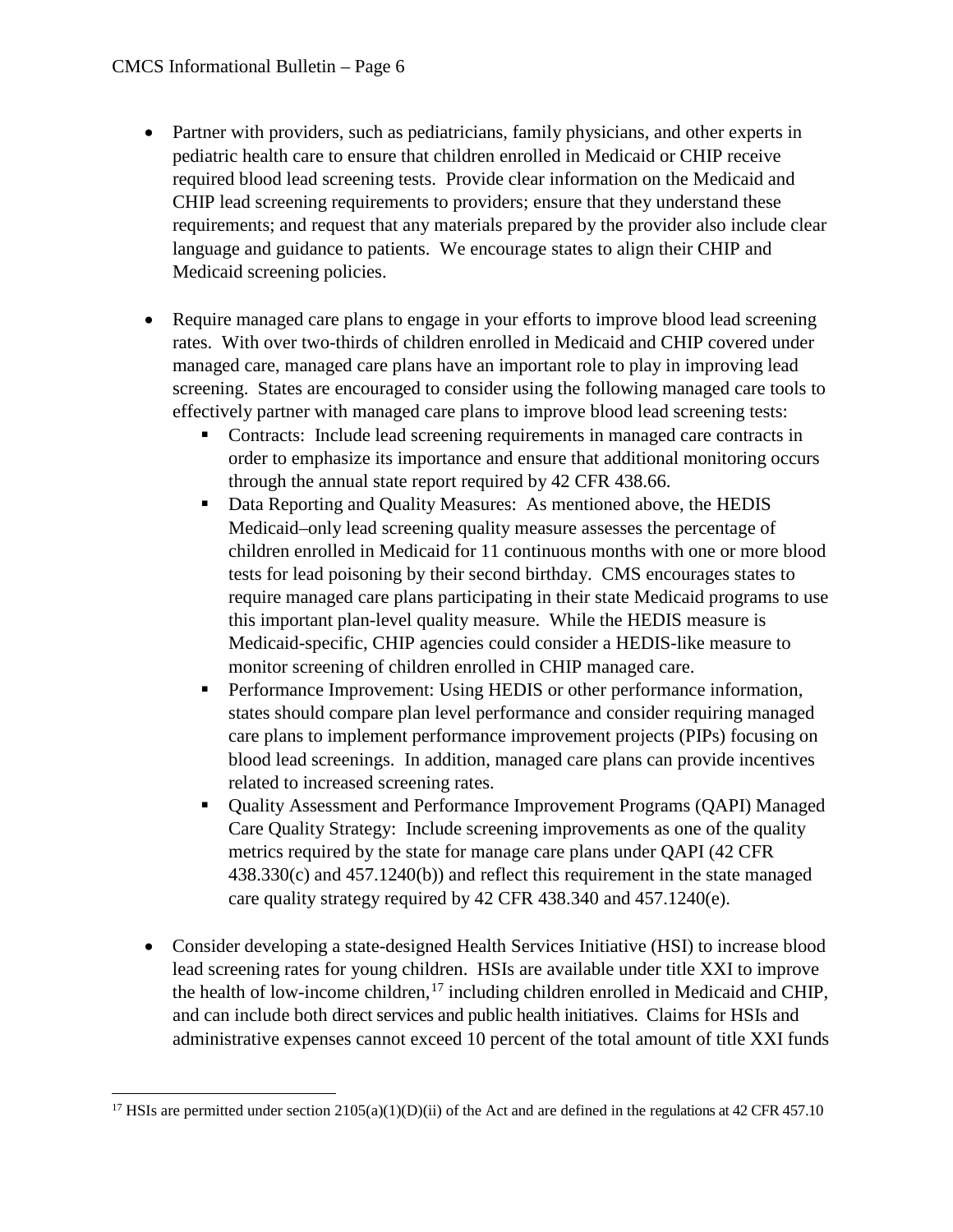- Partner with providers, such as pediatricians, family physicians, and other experts in pediatric health care to ensure that children enrolled in Medicaid or CHIP receive required blood lead screening tests. Provide clear information on the Medicaid and CHIP lead screening requirements to providers; ensure that they understand these requirements; and request that any materials prepared by the provider also include clear language and guidance to patients. We encourage states to align their CHIP and Medicaid screening policies.

- Require managed care plans to engage in your efforts to improve blood lead screening rates. With over two-thirds of children enrolled in Medicaid and CHIP covered under managed care, managed care plans have an important role to play in improving lead screening. States are encouraged to consider using the following managed care tools to effectively partner with managed care plans to improve blood lead screening tests:
  - Contracts: Include lead screening requirements in managed care contracts in order to emphasize its importance and ensure that additional monitoring occurs through the annual state report required by 42 CFR 438.66.
  - Data Reporting and Quality Measures: As mentioned above, the HEDIS Medicaid–only lead screening quality measure assesses the percentage of children enrolled in Medicaid for 11 continuous months with one or more blood tests for lead poisoning by their second birthday. CMS encourages states to require managed care plans participating in their state Medicaid programs to use this important plan-level quality measure. While the HEDIS measure is Medicaid-specific, CHIP agencies could consider a HEDIS-like measure to monitor screening of children enrolled in CHIP managed care.
  - Performance Improvement: Using HEDIS or other performance information, states should compare plan level performance and consider requiring managed care plans to implement performance improvement projects (PIPs) focusing on blood lead screenings. In addition, managed care plans can provide incentives related to increased screening rates.
  - Quality Assessment and Performance Improvement Programs (QAPI) Managed Care Quality Strategy: Include screening improvements as one of the quality metrics required by the state for manage care plans under QAPI (42 CFR 438.330(c) and 457.1240(b)) and reflect this requirement in the state managed care quality strategy required by 42 CFR 438.340 and 457.1240(e).

- Consider developing a state-designed Health Services Initiative (HSI) to increase blood lead screening rates for young children. HSIs are available under title XXI to improve the health of low-income children,[17] including children enrolled in Medicaid and CHIP, and can include both direct services and public health initiatives. Claims for HSIs and administrative expenses cannot exceed 10 percent of the total amount of title XXI funds

[17] HSIs are permitted under section 2105(a)(1)(D)(ii) of the Act and are defined in the regulations at 42 CFR 457.10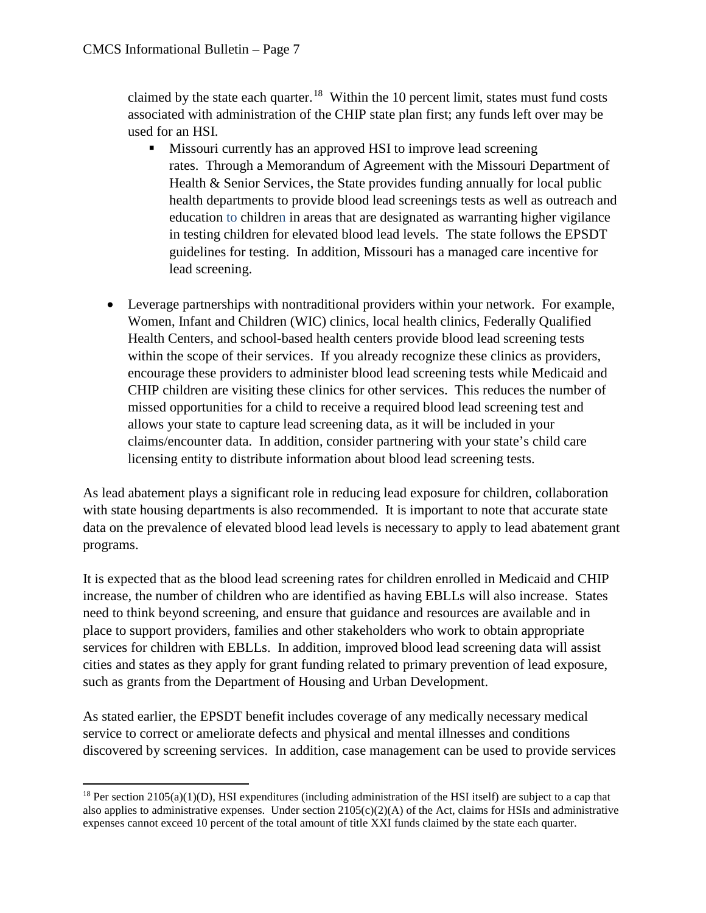claimed by the state each quarter.[18] Within the 10 percent limit, states must fund costs associated with administration of the CHIP state plan first; any funds left over may be used for an HSI.

- Missouri currently has an approved HSI to improve lead screening rates. Through a Memorandum of Agreement with the Missouri Department of Health & Senior Services, the State provides funding annually for local public health departments to provide blood lead screenings tests as well as outreach and education to children in areas that are designated as warranting higher vigilance in testing children for elevated blood lead levels. The state follows the EPSDT guidelines for testing. In addition, Missouri has a managed care incentive for lead screening.

- Leverage partnerships with nontraditional providers within your network. For example, Women, Infant and Children (WIC) clinics, local health clinics, Federally Qualified Health Centers, and school-based health centers provide blood lead screening tests within the scope of their services. If you already recognize these clinics as providers, encourage these providers to administer blood lead screening tests while Medicaid and CHIP children are visiting these clinics for other services. This reduces the number of missed opportunities for a child to receive a required blood lead screening test and allows your state to capture lead screening data, as it will be included in your claims/encounter data. In addition, consider partnering with your state's child care licensing entity to distribute information about blood lead screening tests.

As lead abatement plays a significant role in reducing lead exposure for children, collaboration with state housing departments is also recommended. It is important to note that accurate state data on the prevalence of elevated blood lead levels is necessary to apply to lead abatement grant programs.

It is expected that as the blood lead screening rates for children enrolled in Medicaid and CHIP increase, the number of children who are identified as having EBLLs will also increase. States need to think beyond screening, and ensure that guidance and resources are available and in place to support providers, families and other stakeholders who work to obtain appropriate services for children with EBLLs. In addition, improved blood lead screening data will assist cities and states as they apply for grant funding related to primary prevention of lead exposure, such as grants from the Department of Housing and Urban Development.

As stated earlier, the EPSDT benefit includes coverage of any medically necessary medical service to correct or ameliorate defects and physical and mental illnesses and conditions discovered by screening services. In addition, case management can be used to provide services

[18] Per section 2105(a)(1)(D), HSI expenditures (including administration of the HSI itself) are subject to a cap that also applies to administrative expenses. Under section 2105(c)(2)(A) of the Act, claims for HSIs and administrative expenses cannot exceed 10 percent of the total amount of title XXI funds claimed by the state each quarter.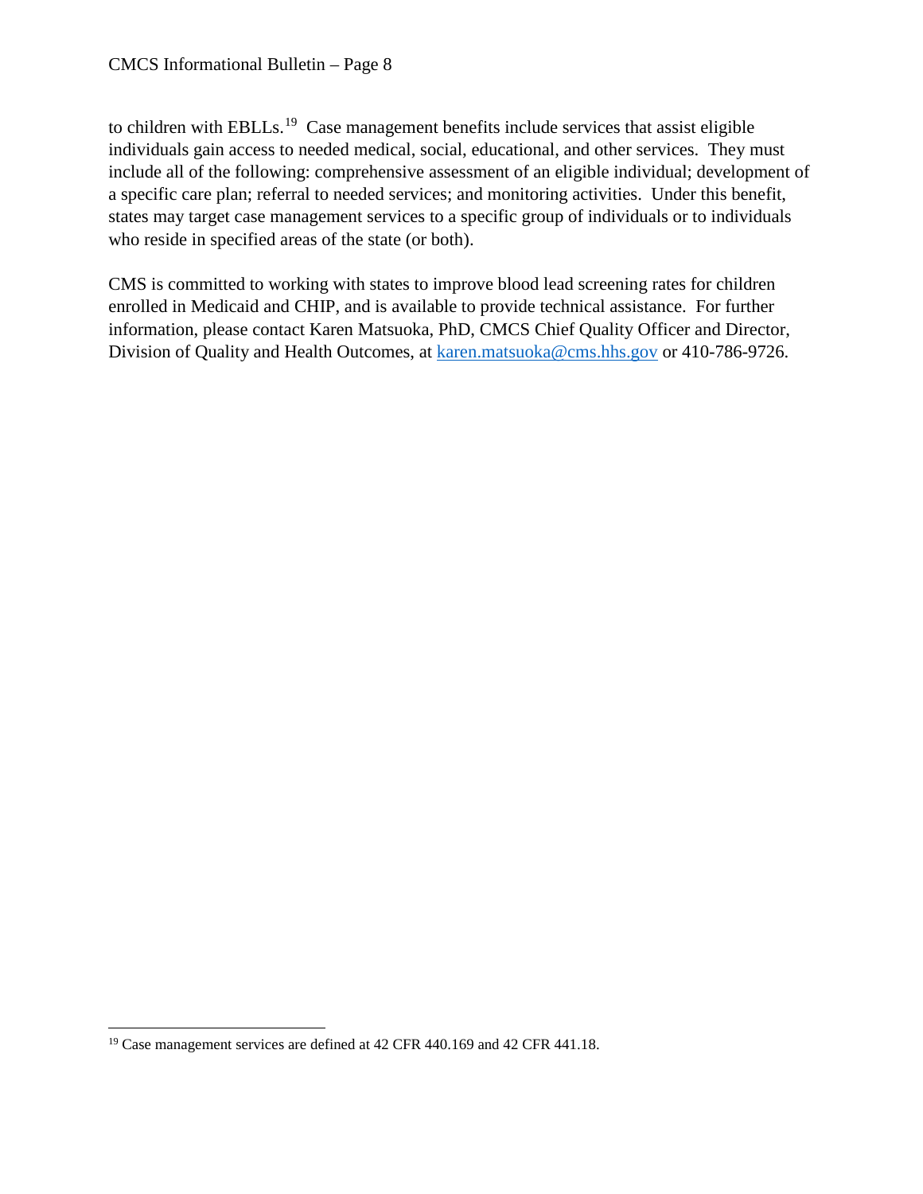to children with EBLLs.[19] Case management benefits include services that assist eligible individuals gain access to needed medical, social, educational, and other services. They must include all of the following: comprehensive assessment of an eligible individual; development of a specific care plan; referral to needed services; and monitoring activities. Under this benefit, states may target case management services to a specific group of individuals or to individuals who reside in specified areas of the state (or both).

CMS is committed to working with states to improve blood lead screening rates for children enrolled in Medicaid and CHIP, and is available to provide technical assistance. For further information, please contact Karen Matsuoka, PhD, CMCS Chief Quality Officer and Director, Division of Quality and Health Outcomes, at [karen.matsuoka@cms.hhs.gov](mailto:karen.matsuoka@cms.hhs.gov) or 410-786-9726.

---

[19] Case management services are defined at 42 CFR 440.169 and 42 CFR 441.18.